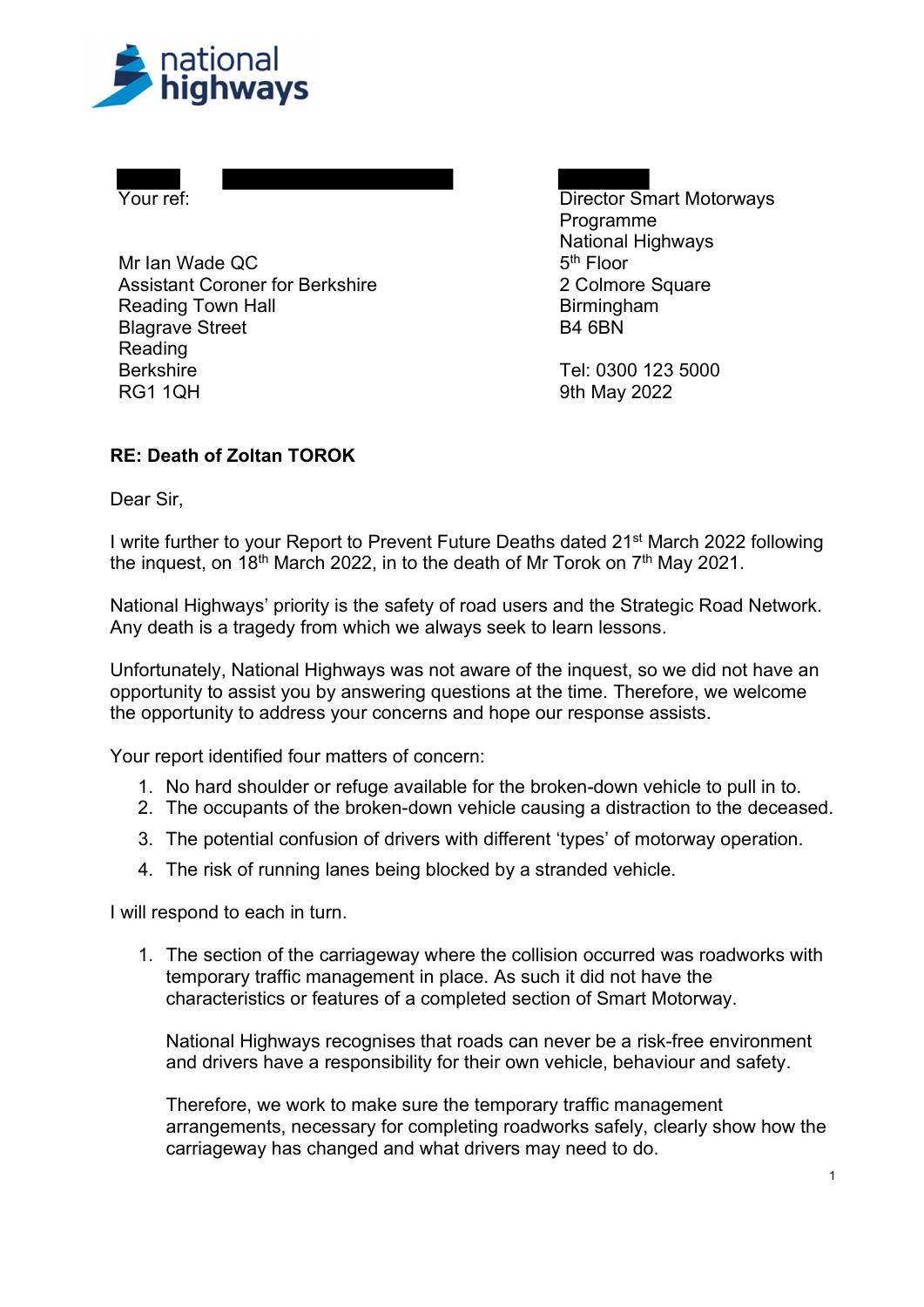Your ref:

Mr Ian Wade QC
Assistant Coroner for Berkshire
Reading Town Hall
Blagrave Street
Reading
Berkshire
RG1 1QH

Director Smart Motorways Programme
National Highways
5th Floor
2 Colmore Square
Birmingham
B4 6BN

Tel: 0300 123 5000
9th May 2022

**RE: Death of Zoltan TOROK**

Dear Sir,

I write further to your Report to Prevent Future Deaths dated 21st March 2022 following the inquest, on 18th March 2022, in to the death of Mr Torok on 7th May 2021.

National Highways' priority is the safety of road users and the Strategic Road Network. Any death is a tragedy from which we always seek to learn lessons.

Unfortunately, National Highways was not aware of the inquest, so we did not have an opportunity to assist you by answering questions at the time. Therefore, we welcome the opportunity to address your concerns and hope our response assists.

Your report identified four matters of concern:

1. No hard shoulder or refuge available for the broken-down vehicle to pull in to.
2. The occupants of the broken-down vehicle causing a distraction to the deceased.
3. The potential confusion of drivers with different 'types' of motorway operation.
4. The risk of running lanes being blocked by a stranded vehicle.

I will respond to each in turn.

1. The section of the carriageway where the collision occurred was roadworks with temporary traffic management in place. As such it did not have the characteristics or features of a completed section of Smart Motorway.

   National Highways recognises that roads can never be a risk-free environment and drivers have a responsibility for their own vehicle, behaviour and safety.

   Therefore, we work to make sure the temporary traffic management arrangements, necessary for completing roadworks safely, clearly show how the carriageway has changed and what drivers may need to do.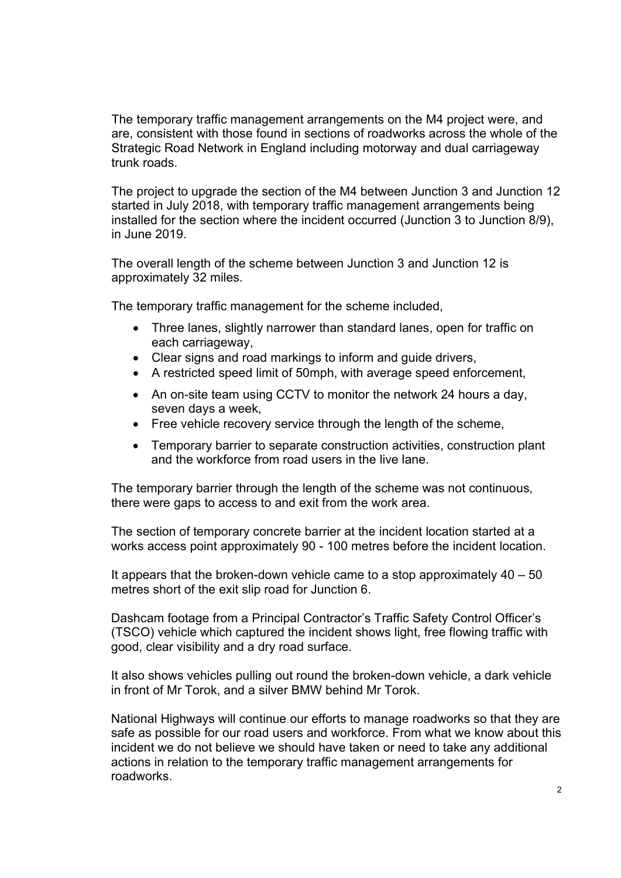The temporary traffic management arrangements on the M4 project were, and are, consistent with those found in sections of roadworks across the whole of the Strategic Road Network in England including motorway and dual carriageway trunk roads.

The project to upgrade the section of the M4 between Junction 3 and Junction 12 started in July 2018, with temporary traffic management arrangements being installed for the section where the incident occurred (Junction 3 to Junction 8/9), in June 2019.

The overall length of the scheme between Junction 3 and Junction 12 is approximately 32 miles.

The temporary traffic management for the scheme included,

- Three lanes, slightly narrower than standard lanes, open for traffic on each carriageway,
- Clear signs and road markings to inform and guide drivers,
- A restricted speed limit of 50mph, with average speed enforcement,
- An on-site team using CCTV to monitor the network 24 hours a day, seven days a week,
- Free vehicle recovery service through the length of the scheme,
- Temporary barrier to separate construction activities, construction plant and the workforce from road users in the live lane.

The temporary barrier through the length of the scheme was not continuous, there were gaps to access to and exit from the work area.

The section of temporary concrete barrier at the incident location started at a works access point approximately 90 - 100 metres before the incident location.

It appears that the broken-down vehicle came to a stop approximately 40 – 50 metres short of the exit slip road for Junction 6.

Dashcam footage from a Principal Contractor's Traffic Safety Control Officer's (TSCO) vehicle which captured the incident shows light, free flowing traffic with good, clear visibility and a dry road surface.

It also shows vehicles pulling out round the broken-down vehicle, a dark vehicle in front of Mr Torok, and a silver BMW behind Mr Torok.

National Highways will continue our efforts to manage roadworks so that they are safe as possible for our road users and workforce. From what we know about this incident we do not believe we should have taken or need to take any additional actions in relation to the temporary traffic management arrangements for roadworks.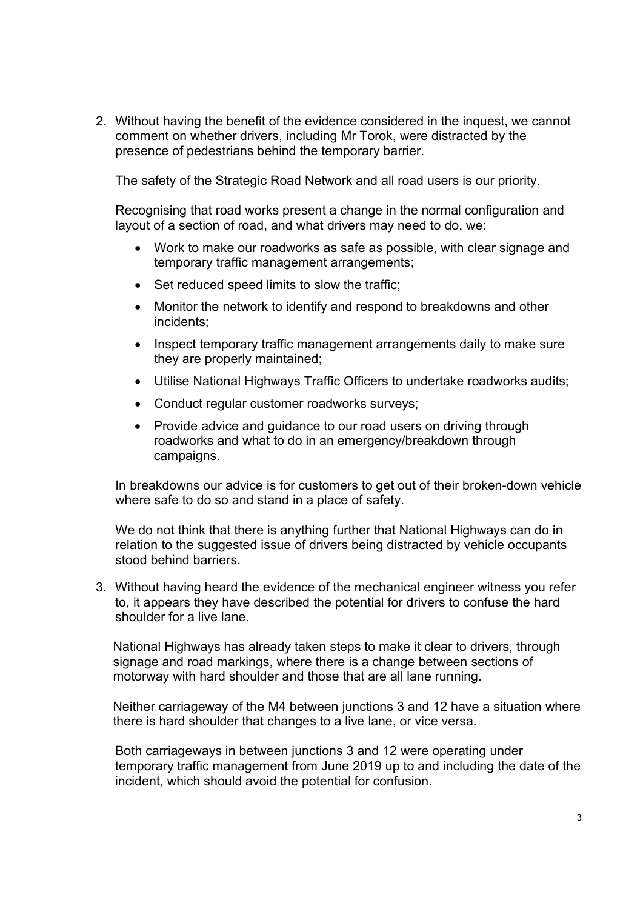2. Without having the benefit of the evidence considered in the inquest, we cannot comment on whether drivers, including Mr Torok, were distracted by the presence of pedestrians behind the temporary barrier.

   The safety of the Strategic Road Network and all road users is our priority.

   Recognising that road works present a change in the normal configuration and layout of a section of road, and what drivers may need to do, we:

   - Work to make our roadworks as safe as possible, with clear signage and temporary traffic management arrangements;
   - Set reduced speed limits to slow the traffic;
   - Monitor the network to identify and respond to breakdowns and other incidents;
   - Inspect temporary traffic management arrangements daily to make sure they are properly maintained;
   - Utilise National Highways Traffic Officers to undertake roadworks audits;
   - Conduct regular customer roadworks surveys;
   - Provide advice and guidance to our road users on driving through roadworks and what to do in an emergency/breakdown through campaigns.

   In breakdowns our advice is for customers to get out of their broken-down vehicle where safe to do so and stand in a place of safety.

   We do not think that there is anything further that National Highways can do in relation to the suggested issue of drivers being distracted by vehicle occupants stood behind barriers.

3. Without having heard the evidence of the mechanical engineer witness you refer to, it appears they have described the potential for drivers to confuse the hard shoulder for a live lane.

   National Highways has already taken steps to make it clear to drivers, through signage and road markings, where there is a change between sections of motorway with hard shoulder and those that are all lane running.

   Neither carriageway of the M4 between junctions 3 and 12 have a situation where there is hard shoulder that changes to a live lane, or vice versa.

   Both carriageways in between junctions 3 and 12 were operating under temporary traffic management from June 2019 up to and including the date of the incident, which should avoid the potential for confusion.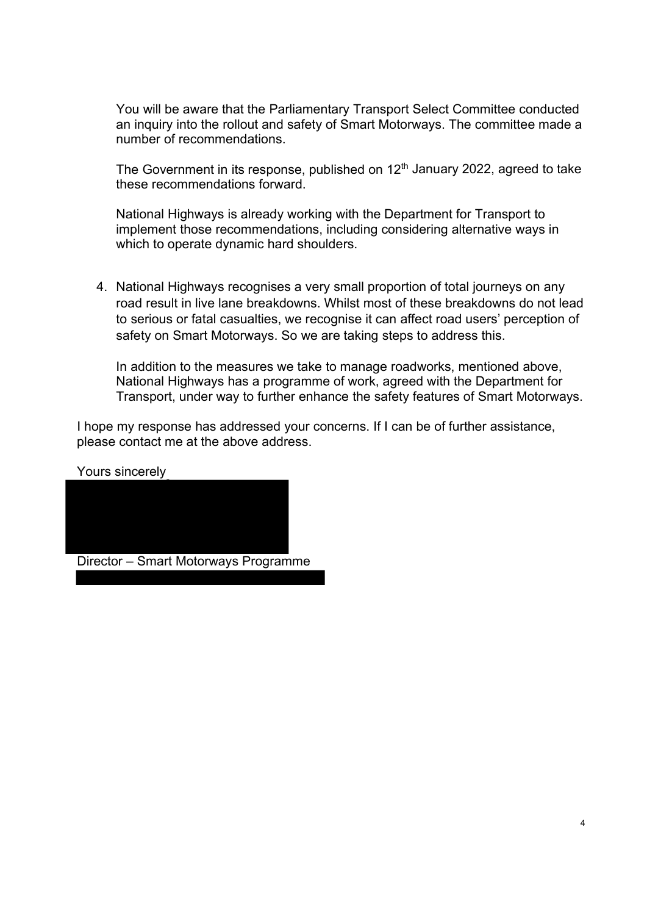You will be aware that the Parliamentary Transport Select Committee conducted an inquiry into the rollout and safety of Smart Motorways. The committee made a number of recommendations.

The Government in its response, published on 12th January 2022, agreed to take these recommendations forward.

National Highways is already working with the Department for Transport to implement those recommendations, including considering alternative ways in which to operate dynamic hard shoulders.

4. National Highways recognises a very small proportion of total journeys on any road result in live lane breakdowns. Whilst most of these breakdowns do not lead to serious or fatal casualties, we recognise it can affect road users' perception of safety on Smart Motorways. So we are taking steps to address this.

   In addition to the measures we take to manage roadworks, mentioned above, National Highways has a programme of work, agreed with the Department for Transport, under way to further enhance the safety features of Smart Motorways.

I hope my response has addressed your concerns. If I can be of further assistance, please contact me at the above address.

Yours sincerely

Director – Smart Motorways Programme